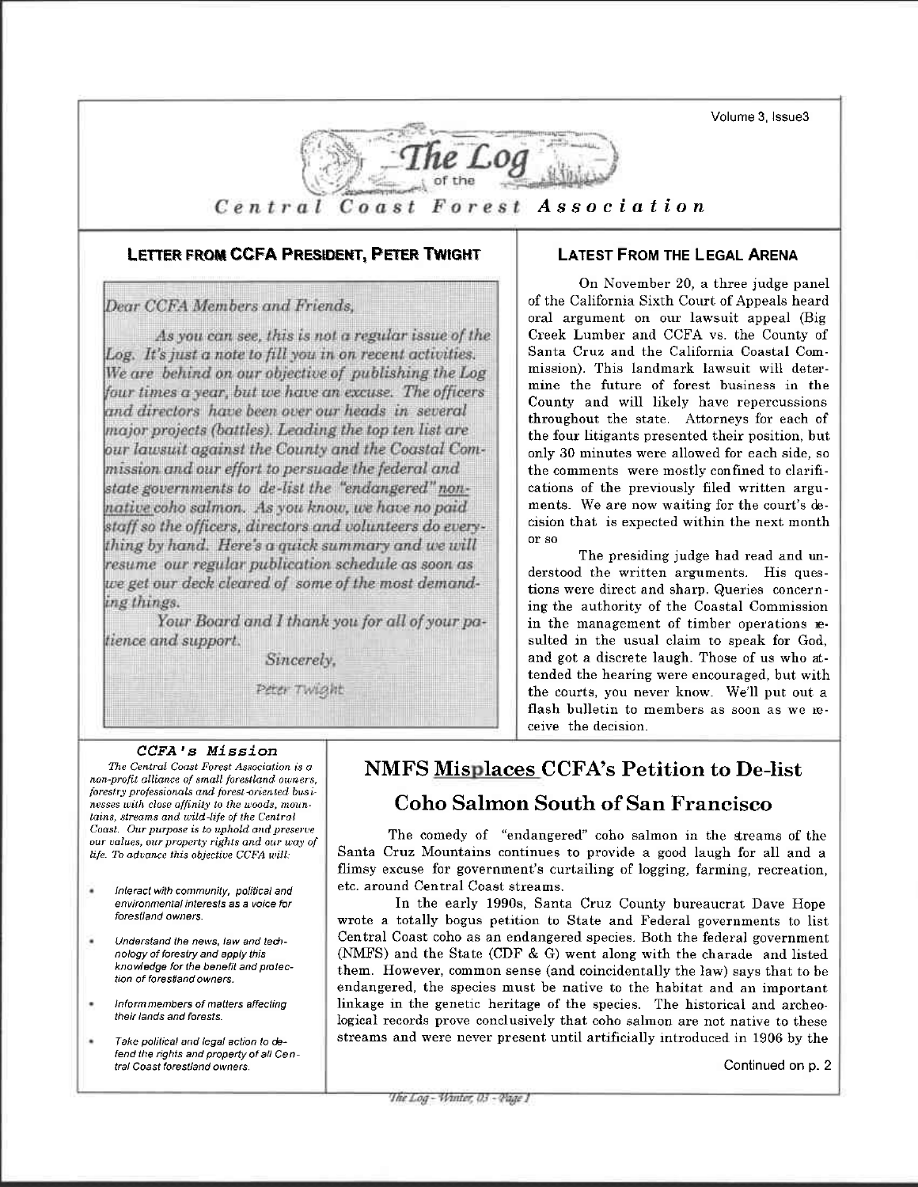# The Log of the Central Coast Forest Association

## Letter from CCFA President, Peter Twight

*Dear CCFA Members and Friends,*

*As you can see, this is not a regular issue of the Log. It's just a note to fill you in on recent activities. We are behind on our objective of publishing the Log four times a year, but we have an excuse. The officers and directors have been over our heads in several major projects (battles). Leading the top ten list are our lawsuit against the County and the Coastal Commission and our effort to persuade the federal and state governments to de-list the "endangered" non-native coho salmon. As you know, we have no paid staff so the officers, directors and volunteers do everything by hand. Here's a quick summary and we will resume our regular publication schedule as soon as we get our deck cleared of some of the most demanding things.*

*Your Board and I thank you for all of your patience and support.*

*Sincerely,*

*Peter Twight*

## Latest From the Legal Arena

On November 20, a three judge panel of the California Sixth Court of Appeals heard oral argument on our lawsuit appeal (Big Creek Lumber and CCFA vs. the County of Santa Cruz and the California Coastal Commission). This landmark lawsuit will determine the future of forest business in the County and will likely have repercussions throughout the state. Attorneys for each of the four litigants presented their position, but only 30 minutes were allowed for each side, so the comments were mostly confined to clarifications of the previously filed written arguments. We are now waiting for the court's decision that is expected within the next month or so

The presiding judge had read and understood the written arguments. His questions were direct and sharp. Queries concerning the authority of the Coastal Commission in the management of timber operations resulted in the usual claim to speak for God, and got a discrete laugh. Those of us who attended the hearing were encouraged, but with the courts, you never know. We'll put out a flash bulletin to members as soon as we receive the decision.

### CCFA's Mission

*The Central Coast Forest Association is a non-profit alliance of small forestland owners, forestry professionals and forest-oriented businesses with close affinity to the woods, mountains, streams and wild-life of the Central Coast. Our purpose is to uphold and preserve our values, our property rights and our way of life. To advance this objective CCFA will:*

- *Interact with community, political and environmental interests as a voice for forestland owners.*
- *Understand the news, law and technology of forestry and apply this knowledge for the benefit and protection of forestland owners.*
- *Inform members of matters affecting their lands and forests.*
- *Take political and legal action to defend the rights and property of all Central Coast forestland owners.*

## NMFS Misplaces CCFA's Petition to De-list Coho Salmon South of San Francisco

The comedy of "endangered" coho salmon in the streams of the Santa Cruz Mountains continues to provide a good laugh for all and a flimsy excuse for government's curtailing of logging, farming, recreation, etc. around Central Coast streams.

In the early 1990s, Santa Cruz County bureaucrat Dave Hope wrote a totally bogus petition to State and Federal governments to list Central Coast coho as an endangered species. Both the federal government (NMFS) and the State (CDF & G) went along with the charade and listed them. However, common sense (and coincidentally the law) says that to be endangered, the species must be native to the habitat and an important linkage in the genetic heritage of the species. The historical and archeological records prove conclusively that coho salmon are not native to these streams and were never present until artificially introduced in 1906 by the

Continued on p. 2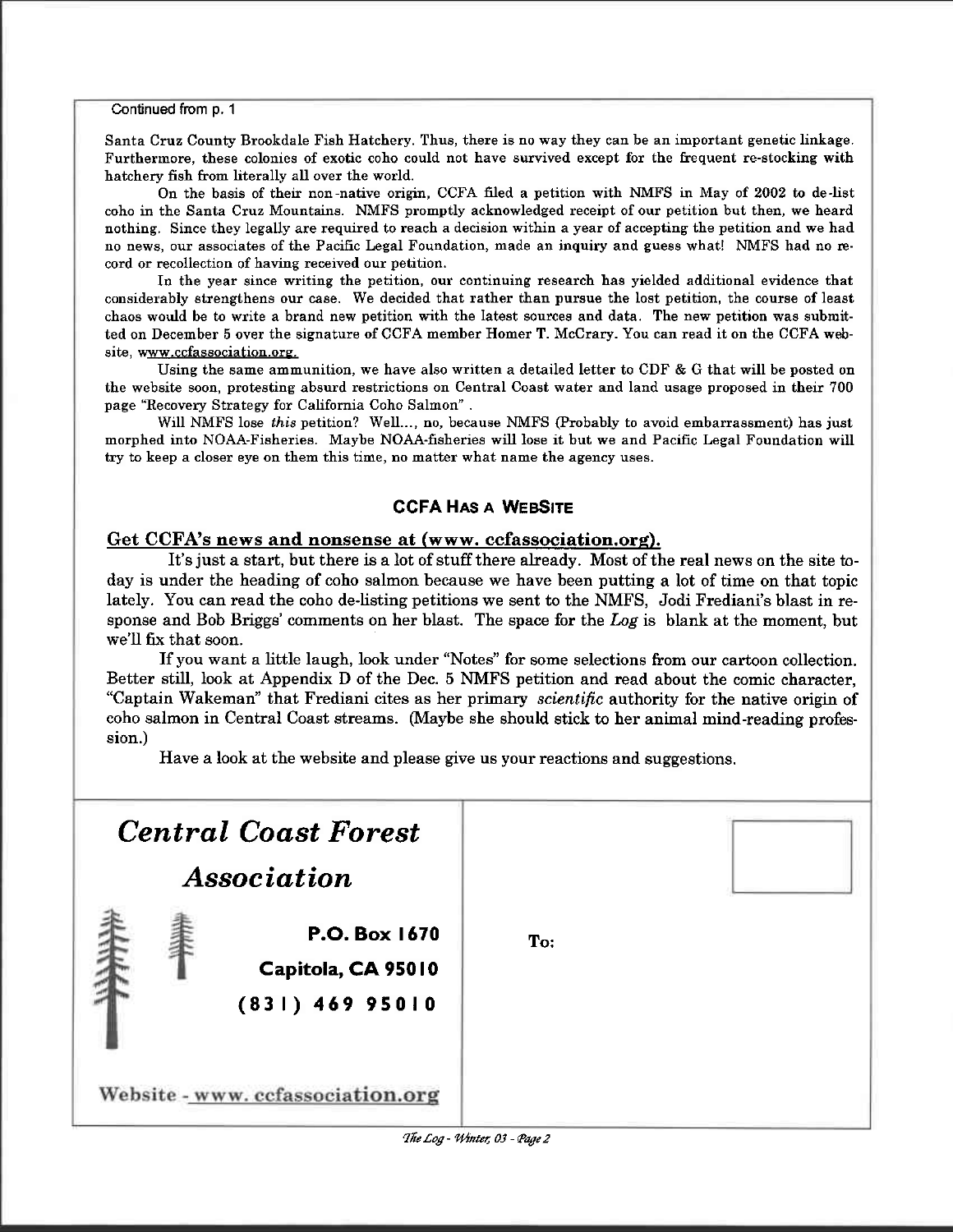Continued from p. 1

Santa Cruz County Brookdale Fish Hatchery. Thus, there is no way they can be an important genetic linkage. Furthermore, these colonies of exotic coho could not have survived except for the frequent re-stocking with hatchery fish from literally all over the world.

On the basis of their non-native origin, CCFA filed a petition with NMFS in May of 2002 to de-list coho in the Santa Cruz Mountains. NMFS promptly acknowledged receipt of our petition but then, we heard nothing. Since they legally are required to reach a decision within a year of accepting the petition and we had no news, our associates of the Pacific Legal Foundation, made an inquiry and guess what! NMFS had no record or recollection of having received our petition.

In the year since writing the petition, our continuing research has yielded additional evidence that considerably strengthens our case. We decided that rather than pursue the lost petition, the course of least chaos would be to write a brand new petition with the latest sources and data. The new petition was submitted on December 5 over the signature of CCFA member Homer T. McCrary. You can read it on the CCFA website, www.ccfassociation.org.

Using the same ammunition, we have also written a detailed letter to CDF & G that will be posted on the website soon, protesting absurd restrictions on Central Coast water and land usage proposed in their 700 page "Recovery Strategy for California Coho Salmon" .

Will NMFS lose *this* petition? Well..., no, because NMFS (Probably to avoid embarrassment) has just morphed into NOAA-Fisheries. Maybe NOAA-fisheries will lose it but we and Pacific Legal Foundation will try to keep a closer eye on them this time, no matter what name the agency uses.

## CCFA Has a WebSite

**Get CCFA's news and nonsense at (www. ccfassociation.org).**

It's just a start, but there is a lot of stuff there already. Most of the real news on the site today is under the heading of coho salmon because we have been putting a lot of time on that topic lately. You can read the coho de-listing petitions we sent to the NMFS, Jodi Frediani's blast in response and Bob Briggs' comments on her blast. The space for the *Log* is blank at the moment, but we'll fix that soon.

If you want a little laugh, look under "Notes" for some selections from our cartoon collection. Better still, look at Appendix D of the Dec. 5 NMFS petition and read about the comic character, "Captain Wakeman" that Frediani cites as her primary *scientific* authority for the native origin of coho salmon in Central Coast streams. (Maybe she should stick to her animal mind-reading profession.)

Have a look at the website and please give us your reactions and suggestions.

***Central Coast Forest Association***

**P.O. Box 1670**
**Capitola, CA 95010**
**(831) 469 95010**

Website - www. ccfassociation.org

To: